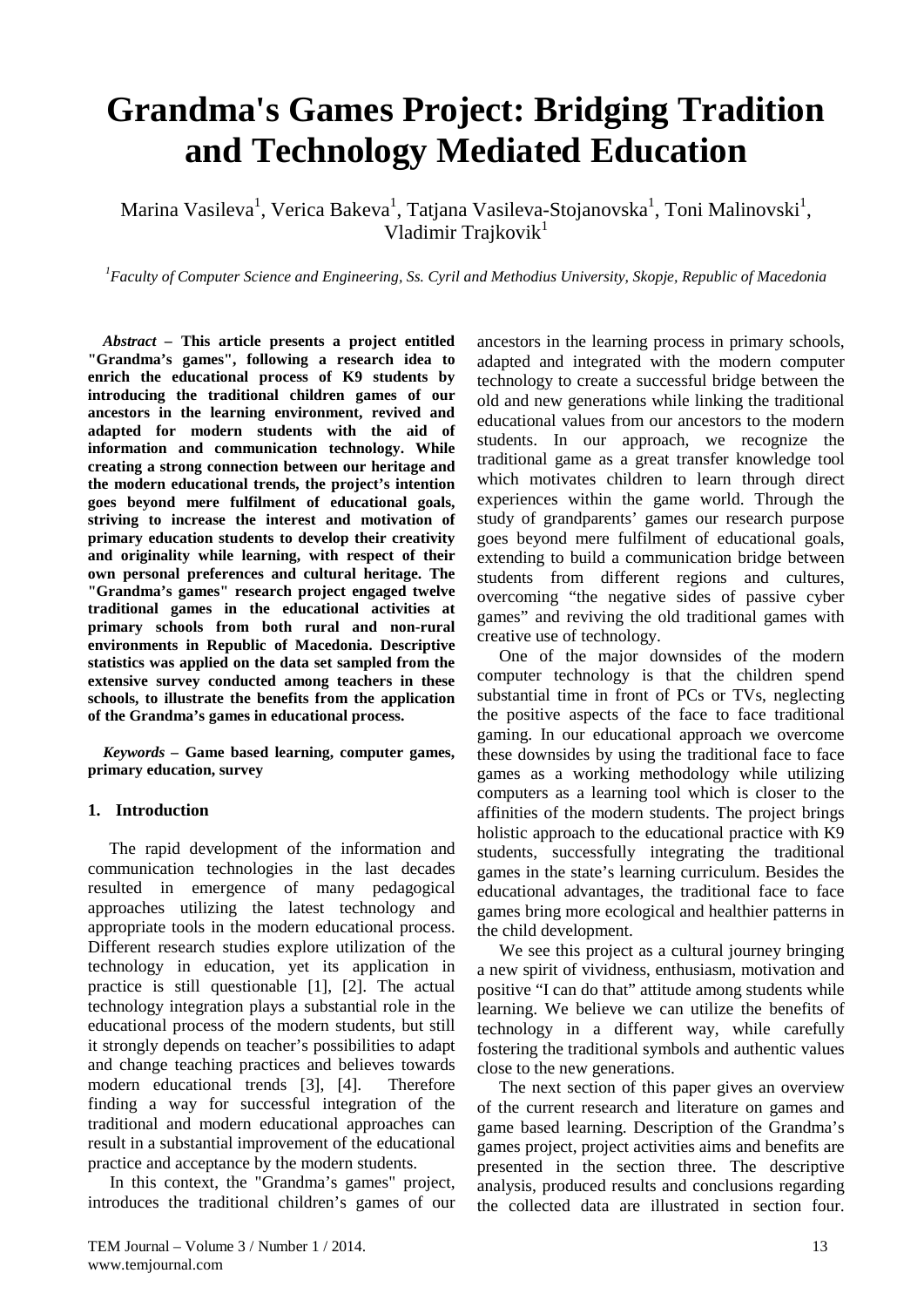# Grandma's Games Project: Bridging Tradition and Technology Mediated Education

Marina Vasileva[1], Verica Bakeva[1], Tatjana Vasileva-Stojanovska[1], Toni Malinovski[1], Vladimir Trajkovik[1]

[1]*Faculty of Computer Science and Engineering, Ss. Cyril and Methodius University, Skopje, Republic of Macedonia*

***Abstract* – This article presents a project entitled "Grandma's games", following a research idea to enrich the educational process of K9 students by introducing the traditional children games of our ancestors in the learning environment, revived and adapted for modern students with the aid of information and communication technology. While creating a strong connection between our heritage and the modern educational trends, the project's intention goes beyond mere fulfilment of educational goals, striving to increase the interest and motivation of primary education students to develop their creativity and originality while learning, with respect of their own personal preferences and cultural heritage. The "Grandma's games" research project engaged twelve traditional games in the educational activities at primary schools from both rural and non-rural environments in Republic of Macedonia. Descriptive statistics was applied on the data set sampled from the extensive survey conducted among teachers in these schools, to illustrate the benefits from the application of the Grandma's games in educational process.**

***Keywords* – Game based learning, computer games, primary education, survey**

## 1. Introduction

The rapid development of the information and communication technologies in the last decades resulted in emergence of many pedagogical approaches utilizing the latest technology and appropriate tools in the modern educational process. Different research studies explore utilization of the technology in education, yet its application in practice is still questionable [1], [2]. The actual technology integration plays a substantial role in the educational process of the modern students, but still it strongly depends on teacher's possibilities to adapt and change teaching practices and believes towards modern educational trends [3], [4]. Therefore finding a way for successful integration of the traditional and modern educational approaches can result in a substantial improvement of the educational practice and acceptance by the modern students.

In this context, the "Grandma's games" project, introduces the traditional children's games of our ancestors in the learning process in primary schools, adapted and integrated with the modern computer technology to create a successful bridge between the old and new generations while linking the traditional educational values from our ancestors to the modern students. In our approach, we recognize the traditional game as a great transfer knowledge tool which motivates children to learn through direct experiences within the game world. Through the study of grandparents' games our research purpose goes beyond mere fulfilment of educational goals, extending to build a communication bridge between students from different regions and cultures, overcoming "the negative sides of passive cyber games" and reviving the old traditional games with creative use of technology.

One of the major downsides of the modern computer technology is that the children spend substantial time in front of PCs or TVs, neglecting the positive aspects of the face to face traditional gaming. In our educational approach we overcome these downsides by using the traditional face to face games as a working methodology while utilizing computers as a learning tool which is closer to the affinities of the modern students. The project brings holistic approach to the educational practice with K9 students, successfully integrating the traditional games in the state's learning curriculum. Besides the educational advantages, the traditional face to face games bring more ecological and healthier patterns in the child development.

We see this project as a cultural journey bringing a new spirit of vividness, enthusiasm, motivation and positive "I can do that" attitude among students while learning. We believe we can utilize the benefits of technology in a different way, while carefully fostering the traditional symbols and authentic values close to the new generations.

The next section of this paper gives an overview of the current research and literature on games and game based learning. Description of the Grandma's games project, project activities aims and benefits are presented in the section three. The descriptive analysis, produced results and conclusions regarding the collected data are illustrated in section four.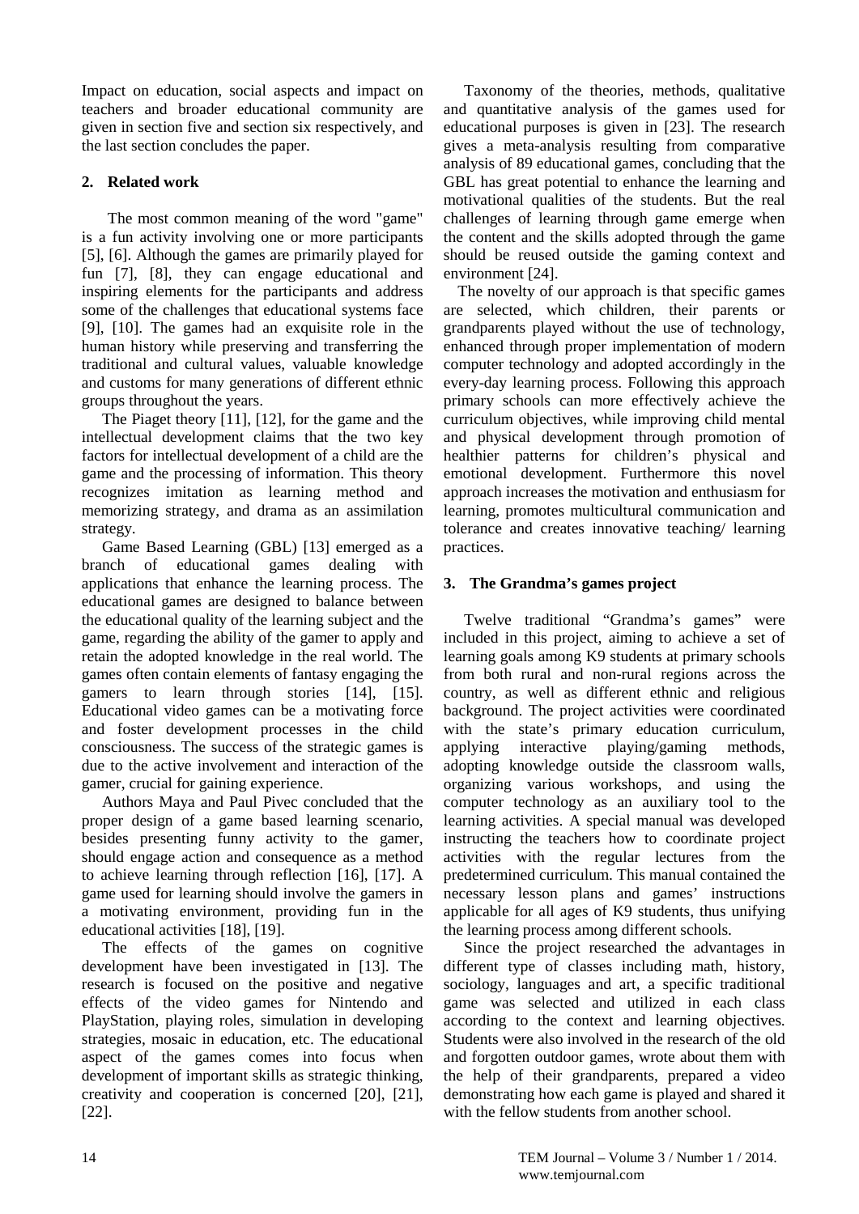Impact on education, social aspects and impact on teachers and broader educational community are given in section five and section six respectively, and the last section concludes the paper.

## 2. Related work

The most common meaning of the word "game" is a fun activity involving one or more participants [5], [6]. Although the games are primarily played for fun [7], [8], they can engage educational and inspiring elements for the participants and address some of the challenges that educational systems face [9], [10]. The games had an exquisite role in the human history while preserving and transferring the traditional and cultural values, valuable knowledge and customs for many generations of different ethnic groups throughout the years.

The Piaget theory [11], [12], for the game and the intellectual development claims that the two key factors for intellectual development of a child are the game and the processing of information. This theory recognizes imitation as learning method and memorizing strategy, and drama as an assimilation strategy.

Game Based Learning (GBL) [13] emerged as a branch of educational games dealing with applications that enhance the learning process. The educational games are designed to balance between the educational quality of the learning subject and the game, regarding the ability of the gamer to apply and retain the adopted knowledge in the real world. The games often contain elements of fantasy engaging the gamers to learn through stories [14], [15]. Educational video games can be a motivating force and foster development processes in the child consciousness. The success of the strategic games is due to the active involvement and interaction of the gamer, crucial for gaining experience.

Authors Maya and Paul Pivec concluded that the proper design of a game based learning scenario, besides presenting funny activity to the gamer, should engage action and consequence as a method to achieve learning through reflection [16], [17]. A game used for learning should involve the gamers in a motivating environment, providing fun in the educational activities [18], [19].

The effects of the games on cognitive development have been investigated in [13]. The research is focused on the positive and negative effects of the video games for Nintendo and PlayStation, playing roles, simulation in developing strategies, mosaic in education, etc. The educational aspect of the games comes into focus when development of important skills as strategic thinking, creativity and cooperation is concerned [20], [21], [22].

Taxonomy of the theories, methods, qualitative and quantitative analysis of the games used for educational purposes is given in [23]. The research gives a meta-analysis resulting from comparative analysis of 89 educational games, concluding that the GBL has great potential to enhance the learning and motivational qualities of the students. But the real challenges of learning through game emerge when the content and the skills adopted through the game should be reused outside the gaming context and environment [24].

The novelty of our approach is that specific games are selected, which children, their parents or grandparents played without the use of technology, enhanced through proper implementation of modern computer technology and adopted accordingly in the every-day learning process. Following this approach primary schools can more effectively achieve the curriculum objectives, while improving child mental and physical development through promotion of healthier patterns for children's physical and emotional development. Furthermore this novel approach increases the motivation and enthusiasm for learning, promotes multicultural communication and tolerance and creates innovative teaching/ learning practices.

## 3. The Grandma's games project

Twelve traditional "Grandma's games" were included in this project, aiming to achieve a set of learning goals among K9 students at primary schools from both rural and non-rural regions across the country, as well as different ethnic and religious background. The project activities were coordinated with the state's primary education curriculum, applying interactive playing/gaming methods, adopting knowledge outside the classroom walls, organizing various workshops, and using the computer technology as an auxiliary tool to the learning activities. A special manual was developed instructing the teachers how to coordinate project activities with the regular lectures from the predetermined curriculum. This manual contained the necessary lesson plans and games' instructions applicable for all ages of K9 students, thus unifying the learning process among different schools.

Since the project researched the advantages in different type of classes including math, history, sociology, languages and art, a specific traditional game was selected and utilized in each class according to the context and learning objectives. Students were also involved in the research of the old and forgotten outdoor games, wrote about them with the help of their grandparents, prepared a video demonstrating how each game is played and shared it with the fellow students from another school.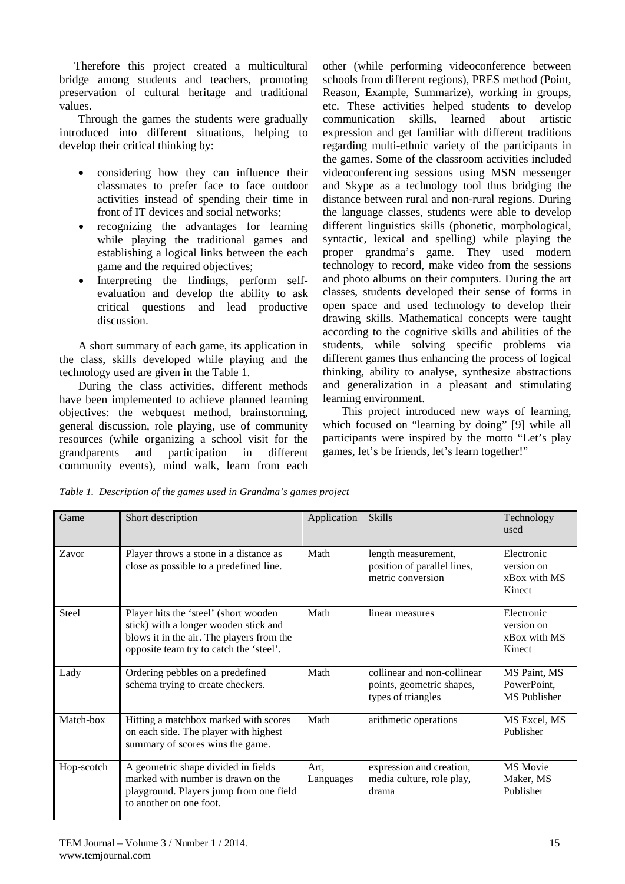Therefore this project created a multicultural bridge among students and teachers, promoting preservation of cultural heritage and traditional values.

Through the games the students were gradually introduced into different situations, helping to develop their critical thinking by:

- considering how they can influence their classmates to prefer face to face outdoor activities instead of spending their time in front of IT devices and social networks;
- recognizing the advantages for learning while playing the traditional games and establishing a logical links between the each game and the required objectives;
- Interpreting the findings, perform self-evaluation and develop the ability to ask critical questions and lead productive discussion.

A short summary of each game, its application in the class, skills developed while playing and the technology used are given in the Table 1.

During the class activities, different methods have been implemented to achieve planned learning objectives: the webquest method, brainstorming, general discussion, role playing, use of community resources (while organizing a school visit for the grandparents and participation in different community events), mind walk, learn from each other (while performing videoconference between schools from different regions), PRES method (Point, Reason, Example, Summarize), working in groups, etc. These activities helped students to develop communication skills, learned about artistic expression and get familiar with different traditions regarding multi-ethnic variety of the participants in the games. Some of the classroom activities included videoconferencing sessions using MSN messenger and Skype as a technology tool thus bridging the distance between rural and non-rural regions. During the language classes, students were able to develop different linguistics skills (phonetic, morphological, syntactic, lexical and spelling) while playing the proper grandma's game. They used modern technology to record, make video from the sessions and photo albums on their computers. During the art classes, students developed their sense of forms in open space and used technology to develop their drawing skills. Mathematical concepts were taught according to the cognitive skills and abilities of the students, while solving specific problems via different games thus enhancing the process of logical thinking, ability to analyse, synthesize abstractions and generalization in a pleasant and stimulating learning environment.

This project introduced new ways of learning, which focused on "learning by doing" [9] while all participants were inspired by the motto "Let's play games, let's be friends, let's learn together!"

*Table 1. Description of the games used in Grandma's games project*

| Game | Short description | Application | Skills | Technology used |
|---|---|---|---|---|
| Zavor | Player throws a stone in a distance as close as possible to a predefined line. | Math | length measurement, position of parallel lines, metric conversion | Electronic version on xBox with MS Kinect |
| Steel | Player hits the 'steel' (short wooden stick) with a longer wooden stick and blows it in the air. The players from the opposite team try to catch the 'steel'. | Math | linear measures | Electronic version on xBox with MS Kinect |
| Lady | Ordering pebbles on a predefined schema trying to create checkers. | Math | collinear and non-collinear points, geometric shapes, types of triangles | MS Paint, MS PowerPoint, MS Publisher |
| Match-box | Hitting a matchbox marked with scores on each side. The player with highest summary of scores wins the game. | Math | arithmetic operations | MS Excel, MS Publisher |
| Hop-scotch | A geometric shape divided in fields marked with number is drawn on the playground. Players jump from one field to another on one foot. | Art, Languages | expression and creation, media culture, role play, drama | MS Movie Maker, MS Publisher |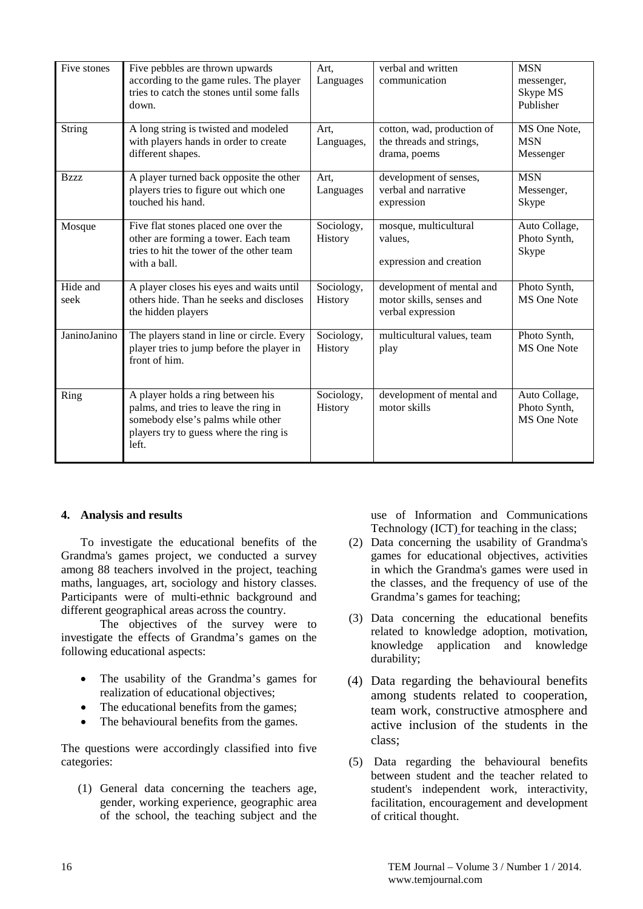| Five stones | Five pebbles are thrown upwards according to the game rules. The player tries to catch the stones until some falls down. | Art, Languages | verbal and written communication | MSN messenger, Skype MS Publisher |
|---|---|---|---|---|
| String | A long string is twisted and modeled with players hands in order to create different shapes. | Art, Languages, | cotton, wad, production of the threads and strings, drama, poems | MS One Note, MSN Messenger |
| Bzzz | A player turned back opposite the other players tries to figure out which one touched his hand. | Art, Languages | development of senses, verbal and narrative expression | MSN Messenger, Skype |
| Mosque | Five flat stones placed one over the other are forming a tower. Each team tries to hit the tower of the other team with a ball. | Sociology, History | mosque, multicultural values, expression and creation | Auto Collage, Photo Synth, Skype |
| Hide and seek | A player closes his eyes and waits until others hide. Than he seeks and discloses the hidden players | Sociology, History | development of mental and motor skills, senses and verbal expression | Photo Synth, MS One Note |
| JaninoJanino | The players stand in line or circle. Every player tries to jump before the player in front of him. | Sociology, History | multicultural values, team play | Photo Synth, MS One Note |
| Ring | A player holds a ring between his palms, and tries to leave the ring in somebody else's palms while other players try to guess where the ring is left. | Sociology, History | development of mental and motor skills | Auto Collage, Photo Synth, MS One Note |

## 4. Analysis and results

To investigate the educational benefits of the Grandma's games project, we conducted a survey among 88 teachers involved in the project, teaching maths, languages, art, sociology and history classes. Participants were of multi-ethnic background and different geographical areas across the country.

The objectives of the survey were to investigate the effects of Grandma's games on the following educational aspects:

- The usability of the Grandma's games for realization of educational objectives;
- The educational benefits from the games;
- The behavioural benefits from the games.

The questions were accordingly classified into five categories:

(1) General data concerning the teachers age, gender, working experience, geographic area of the school, the teaching subject and the use of Information and Communications Technology (ICT) for teaching in the class;

(2) Data concerning the usability of Grandma's games for educational objectives, activities in which the Grandma's games were used in the classes, and the frequency of use of the Grandma's games for teaching;

(3) Data concerning the educational benefits related to knowledge adoption, motivation, knowledge application and knowledge durability;

(4) Data regarding the behavioural benefits among students related to cooperation, team work, constructive atmosphere and active inclusion of the students in the class;

(5) Data regarding the behavioural benefits between student and the teacher related to student's independent work, interactivity, facilitation, encouragement and development of critical thought.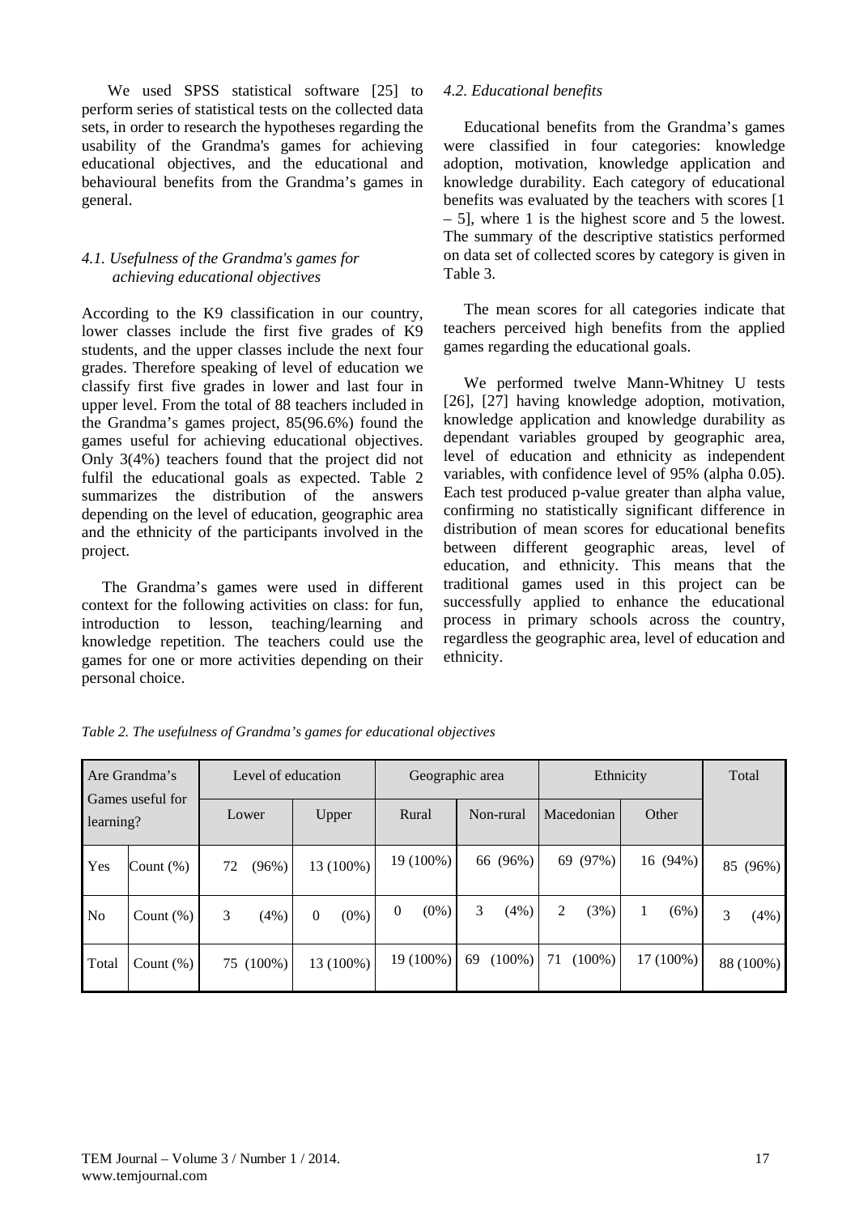We used SPSS statistical software [25] to perform series of statistical tests on the collected data sets, in order to research the hypotheses regarding the usability of the Grandma's games for achieving educational objectives, and the educational and behavioural benefits from the Grandma's games in general.

### *4.1. Usefulness of the Grandma's games for achieving educational objectives*

According to the K9 classification in our country, lower classes include the first five grades of K9 students, and the upper classes include the next four grades. Therefore speaking of level of education we classify first five grades in lower and last four in upper level. From the total of 88 teachers included in the Grandma's games project, 85(96.6%) found the games useful for achieving educational objectives. Only 3(4%) teachers found that the project did not fulfil the educational goals as expected. Table 2 summarizes the distribution of the answers depending on the level of education, geographic area and the ethnicity of the participants involved in the project.

The Grandma's games were used in different context for the following activities on class: for fun, introduction to lesson, teaching/learning and knowledge repetition. The teachers could use the games for one or more activities depending on their personal choice.

### *4.2. Educational benefits*

Educational benefits from the Grandma's games were classified in four categories: knowledge adoption, motivation, knowledge application and knowledge durability. Each category of educational benefits was evaluated by the teachers with scores [1 – 5], where 1 is the highest score and 5 the lowest. The summary of the descriptive statistics performed on data set of collected scores by category is given in Table 3.

The mean scores for all categories indicate that teachers perceived high benefits from the applied games regarding the educational goals.

We performed twelve Mann-Whitney U tests [26], [27] having knowledge adoption, motivation, knowledge application and knowledge durability as dependant variables grouped by geographic area, level of education and ethnicity as independent variables, with confidence level of 95% (alpha 0.05). Each test produced p-value greater than alpha value, confirming no statistically significant difference in distribution of mean scores for educational benefits between different geographic areas, level of education, and ethnicity. This means that the traditional games used in this project can be successfully applied to enhance the educational process in primary schools across the country, regardless the geographic area, level of education and ethnicity.

*Table 2. The usefulness of Grandma's games for educational objectives*

| Are Grandma's Games useful for learning? | | Level of education | | Geographic area | | Ethnicity | | Total |
|---|---|---|---|---|---|---|---|---|
| | | Lower | Upper | Rural | Non-rural | Macedonian | Other | |
| Yes | Count (%) | 72 (96%) | 13 (100%) | 19 (100%) | 66 (96%) | 69 (97%) | 16 (94%) | 85 (96%) |
| No | Count (%) | 3 (4%) | 0 (0%) | 0 (0%) | 3 (4%) | 2 (3%) | 1 (6%) | 3 (4%) |
| Total | Count (%) | 75 (100%) | 13 (100%) | 19 (100%) | 69 (100%) | 71 (100%) | 17 (100%) | 88 (100%) |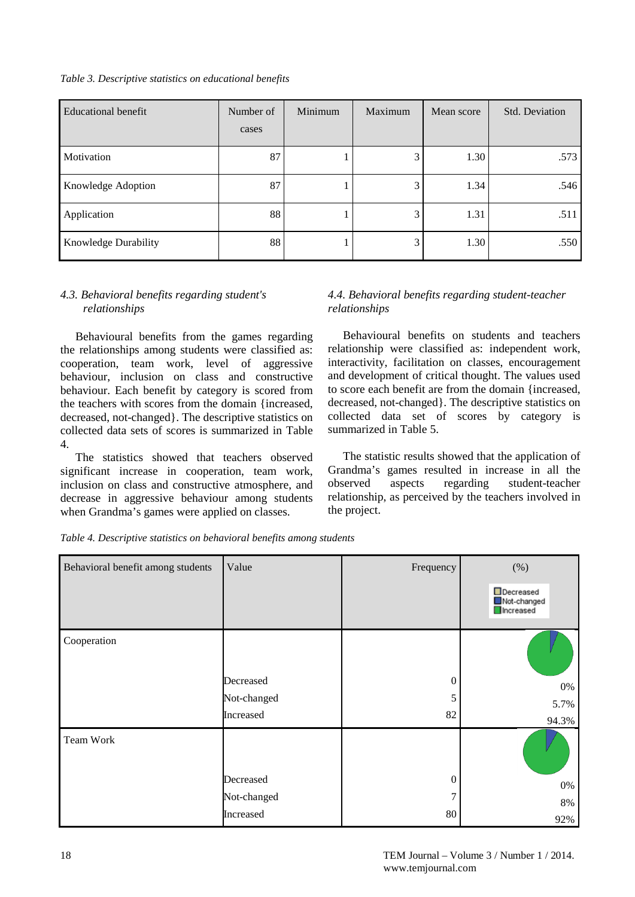*Table 3. Descriptive statistics on educational benefits*

| Educational benefit | Number of cases | Minimum | Maximum | Mean score | Std. Deviation |
|---|---|---|---|---|---|
| Motivation | 87 | 1 | 3 | 1.30 | .573 |
| Knowledge Adoption | 87 | 1 | 3 | 1.34 | .546 |
| Application | 88 | 1 | 3 | 1.31 | .511 |
| Knowledge Durability | 88 | 1 | 3 | 1.30 | .550 |

### *4.3. Behavioral benefits regarding student's relationships*

Behavioural benefits from the games regarding the relationships among students were classified as: cooperation, team work, level of aggressive behaviour, inclusion on class and constructive behaviour. Each benefit by category is scored from the teachers with scores from the domain {increased, decreased, not-changed}. The descriptive statistics on collected data sets of scores is summarized in Table 4.

The statistics showed that teachers observed significant increase in cooperation, team work, inclusion on class and constructive atmosphere, and decrease in aggressive behaviour among students when Grandma's games were applied on classes.

### *4.4. Behavioral benefits regarding student-teacher relationships*

Behavioural benefits on students and teachers relationship were classified as: independent work, interactivity, facilitation on classes, encouragement and development of critical thought. The values used to score each benefit are from the domain {increased, decreased, not-changed}. The descriptive statistics on collected data set of scores by category is summarized in Table 5.

The statistic results showed that the application of Grandma's games resulted in increase in all the observed aspects regarding student-teacher relationship, as perceived by the teachers involved in the project.

*Table 4. Descriptive statistics on behavioral benefits among students*

| Behavioral benefit among students | Value | Frequency | (%) |
|---|---|---|---|
| Cooperation | Decreased | 0 | 0% |
| | Not-changed | 5 | 5.7% |
| | Increased | 82 | 94.3% |
| Team Work | Decreased | 0 | 0% |
| | Not-changed | 7 | 8% |
| | Increased | 80 | 92% |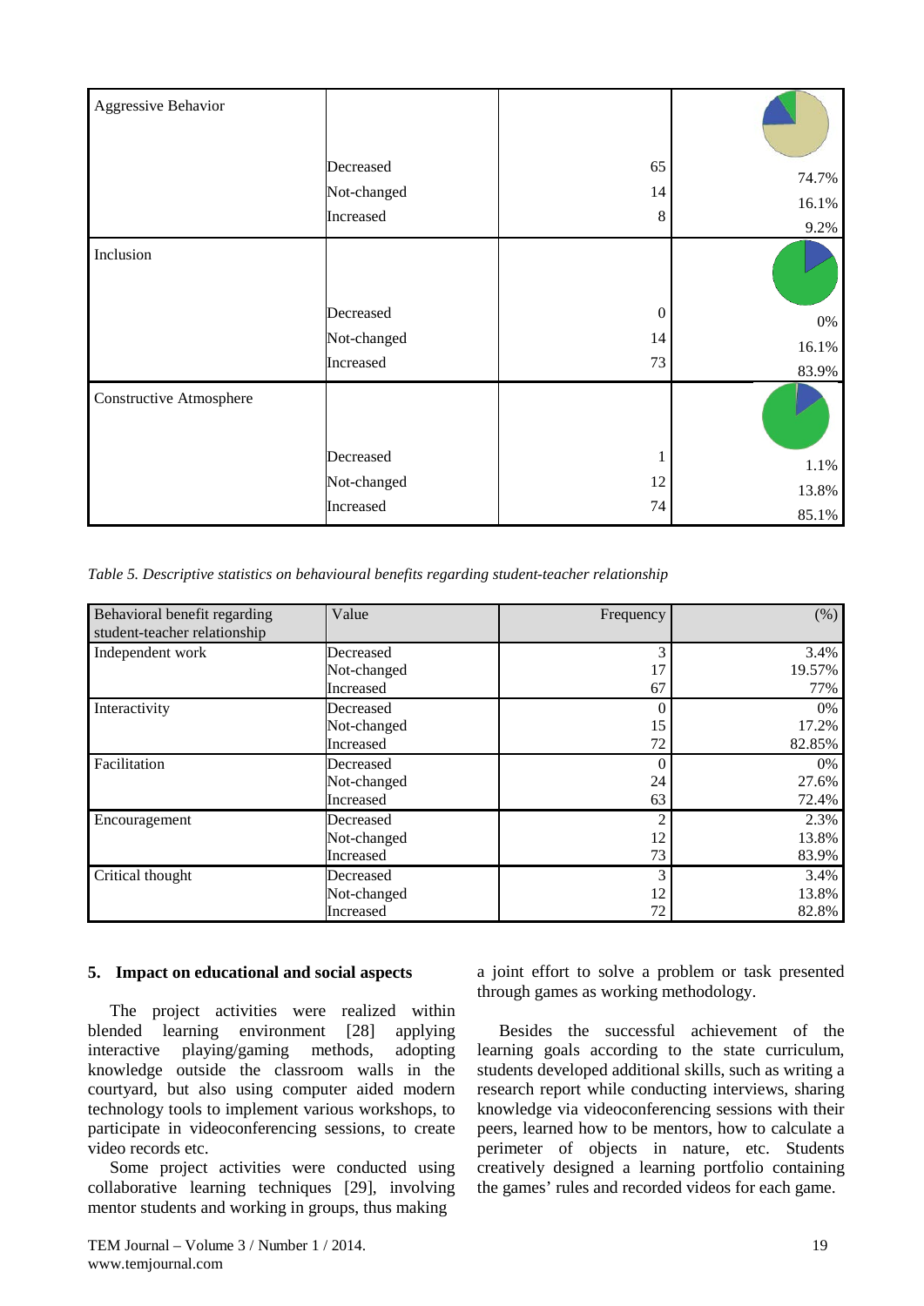| | | | |
|---|---|---|---|
| Aggressive Behavior | | | |
| | Decreased | 65 | 74.7% |
| | Not-changed | 14 | 16.1% |
| | Increased | 8 | 9.2% |
| Inclusion | | | |
| | Decreased | 0 | 0% |
| | Not-changed | 14 | 16.1% |
| | Increased | 73 | 83.9% |
| Constructive Atmosphere | | | |
| | Decreased | 1 | 1.1% |
| | Not-changed | 12 | 13.8% |
| | Increased | 74 | 85.1% |

*Table 5. Descriptive statistics on behavioural benefits regarding student-teacher relationship*

| Behavioral benefit regarding student-teacher relationship | Value | Frequency | (%) |
|---|---|---|---|
| Independent work | Decreased | 3 | 3.4% |
| | Not-changed | 17 | 19.57% |
| | Increased | 67 | 77% |
| Interactivity | Decreased | 0 | 0% |
| | Not-changed | 15 | 17.2% |
| | Increased | 72 | 82.85% |
| Facilitation | Decreased | 0 | 0% |
| | Not-changed | 24 | 27.6% |
| | Increased | 63 | 72.4% |
| Encouragement | Decreased | 2 | 2.3% |
| | Not-changed | 12 | 13.8% |
| | Increased | 73 | 83.9% |
| Critical thought | Decreased | 3 | 3.4% |
| | Not-changed | 12 | 13.8% |
| | Increased | 72 | 82.8% |

## 5. Impact on educational and social aspects

The project activities were realized within blended learning environment [28] applying interactive playing/gaming methods, adopting knowledge outside the classroom walls in the courtyard, but also using computer aided modern technology tools to implement various workshops, to participate in videoconferencing sessions, to create video records etc.

Some project activities were conducted using collaborative learning techniques [29], involving mentor students and working in groups, thus making a joint effort to solve a problem or task presented through games as working methodology.

Besides the successful achievement of the learning goals according to the state curriculum, students developed additional skills, such as writing a research report while conducting interviews, sharing knowledge via videoconferencing sessions with their peers, learned how to be mentors, how to calculate a perimeter of objects in nature, etc. Students creatively designed a learning portfolio containing the games' rules and recorded videos for each game.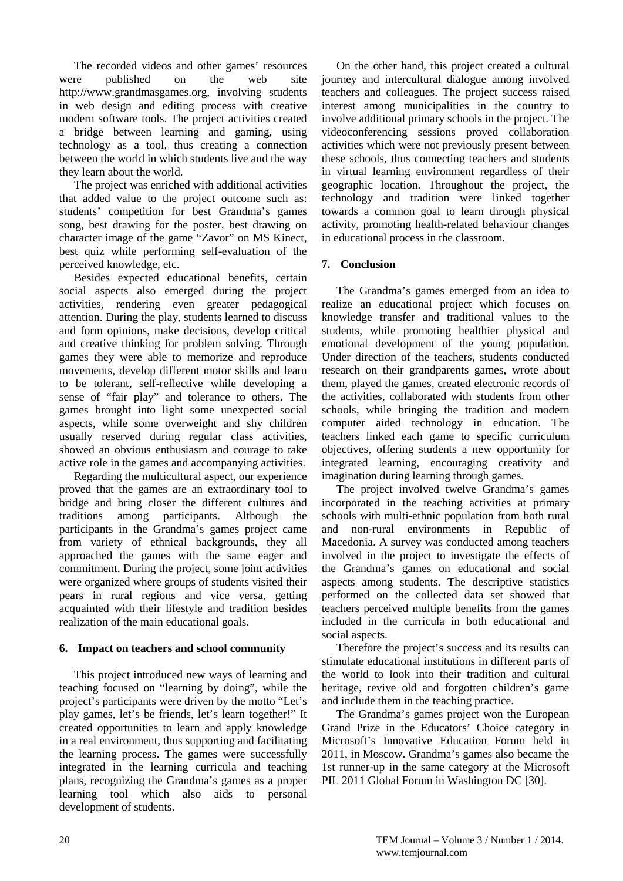The recorded videos and other games' resources were published on the web site http://www.grandmasgames.org, involving students in web design and editing process with creative modern software tools. The project activities created a bridge between learning and gaming, using technology as a tool, thus creating a connection between the world in which students live and the way they learn about the world.

The project was enriched with additional activities that added value to the project outcome such as: students' competition for best Grandma's games song, best drawing for the poster, best drawing on character image of the game "Zavor" on MS Kinect, best quiz while performing self-evaluation of the perceived knowledge, etc.

Besides expected educational benefits, certain social aspects also emerged during the project activities, rendering even greater pedagogical attention. During the play, students learned to discuss and form opinions, make decisions, develop critical and creative thinking for problem solving. Through games they were able to memorize and reproduce movements, develop different motor skills and learn to be tolerant, self-reflective while developing a sense of "fair play" and tolerance to others. The games brought into light some unexpected social aspects, while some overweight and shy children usually reserved during regular class activities, showed an obvious enthusiasm and courage to take active role in the games and accompanying activities.

Regarding the multicultural aspect, our experience proved that the games are an extraordinary tool to bridge and bring closer the different cultures and traditions among participants. Although the participants in the Grandma's games project came from variety of ethnical backgrounds, they all approached the games with the same eager and commitment. During the project, some joint activities were organized where groups of students visited their pears in rural regions and vice versa, getting acquainted with their lifestyle and tradition besides realization of the main educational goals.

## 6. Impact on teachers and school community

This project introduced new ways of learning and teaching focused on "learning by doing", while the project's participants were driven by the motto "Let's play games, let's be friends, let's learn together!" It created opportunities to learn and apply knowledge in a real environment, thus supporting and facilitating the learning process. The games were successfully integrated in the learning curricula and teaching plans, recognizing the Grandma's games as a proper learning tool which also aids to personal development of students.

On the other hand, this project created a cultural journey and intercultural dialogue among involved teachers and colleagues. The project success raised interest among municipalities in the country to involve additional primary schools in the project. The videoconferencing sessions proved collaboration activities which were not previously present between these schools, thus connecting teachers and students in virtual learning environment regardless of their geographic location. Throughout the project, the technology and tradition were linked together towards a common goal to learn through physical activity, promoting health-related behaviour changes in educational process in the classroom.

## 7. Conclusion

The Grandma's games emerged from an idea to realize an educational project which focuses on knowledge transfer and traditional values to the students, while promoting healthier physical and emotional development of the young population. Under direction of the teachers, students conducted research on their grandparents games, wrote about them, played the games, created electronic records of the activities, collaborated with students from other schools, while bringing the tradition and modern computer aided technology in education. The teachers linked each game to specific curriculum objectives, offering students a new opportunity for integrated learning, encouraging creativity and imagination during learning through games.

The project involved twelve Grandma's games incorporated in the teaching activities at primary schools with multi-ethnic population from both rural and non-rural environments in Republic of Macedonia. A survey was conducted among teachers involved in the project to investigate the effects of the Grandma's games on educational and social aspects among students. The descriptive statistics performed on the collected data set showed that teachers perceived multiple benefits from the games included in the curricula in both educational and social aspects.

Therefore the project's success and its results can stimulate educational institutions in different parts of the world to look into their tradition and cultural heritage, revive old and forgotten children's game and include them in the teaching practice.

The Grandma's games project won the European Grand Prize in the Educators' Choice category in Microsoft's Innovative Education Forum held in 2011, in Moscow. Grandma's games also became the 1st runner-up in the same category at the Microsoft PIL 2011 Global Forum in Washington DC [30].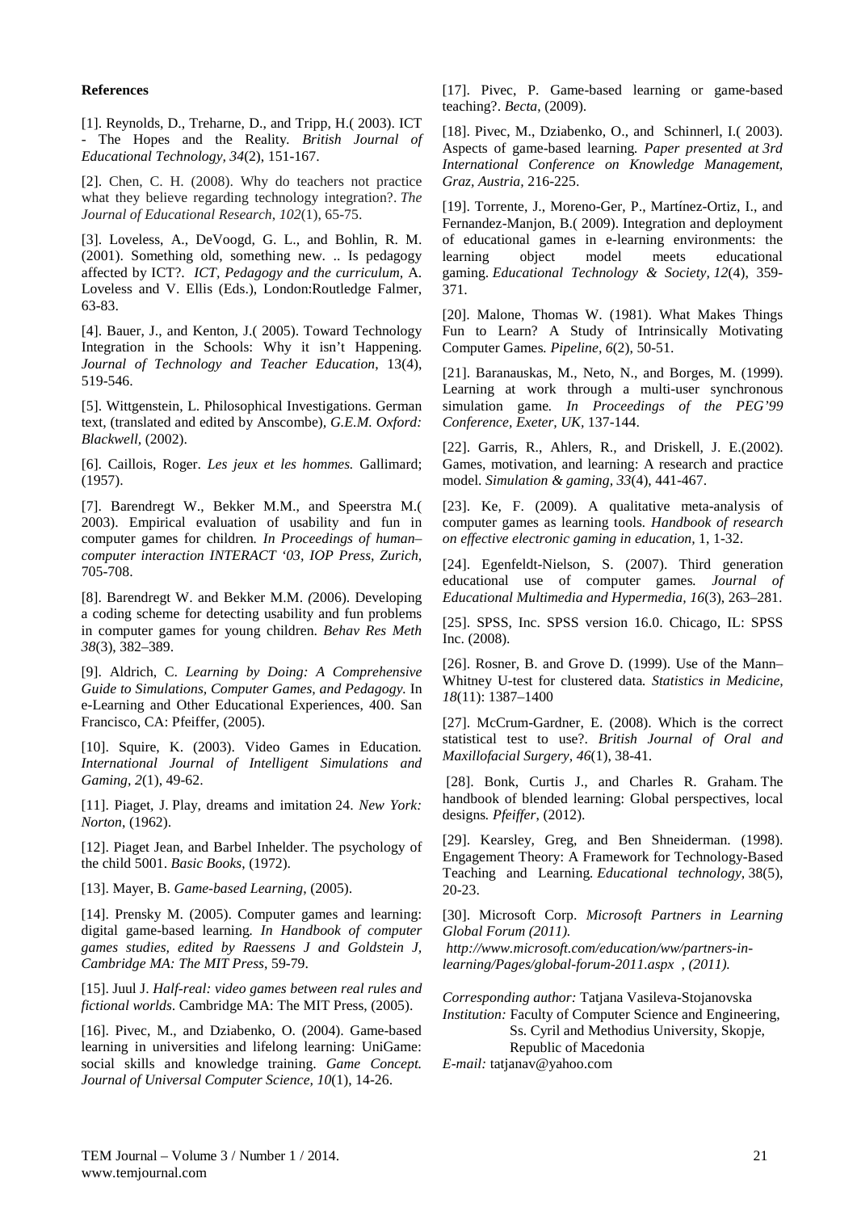**References**

[1]. Reynolds, D., Treharne, D., and Tripp, H.( 2003). ICT - The Hopes and the Reality. *British Journal of Educational Technology, 34*(2), 151-167.

[2]. Chen, C. H. (2008). Why do teachers not practice what they believe regarding technology integration?. *The Journal of Educational Research*, *102*(1), 65-75.

[3]. Loveless, A., DeVoogd, G. L., and Bohlin, R. M. (2001). Something old, something new. .. Is pedagogy affected by ICT?. *ICT, Pedagogy and the curriculum*, A. Loveless and V. Ellis (Eds.), London:Routledge Falmer, 63-83.

[4]. Bauer, J., and Kenton, J.( 2005). Toward Technology Integration in the Schools: Why it isn't Happening. *Journal of Technology and Teacher Education*, 13(4), 519-546.

[5]. Wittgenstein, L. Philosophical Investigations. German text, (translated and edited by Anscombe), *G.E.M. Oxford: Blackwell*, (2002).

[6]. Caillois, Roger. *Les jeux et les hommes.* Gallimard; (1957).

[7]. Barendregt W., Bekker M.M., and Speerstra M.( 2003). Empirical evaluation of usability and fun in computer games for children. *In Proceedings of human–computer interaction INTERACT '03, IOP Press, Zurich,* 705-708.

[8]. Barendregt W. and Bekker M.M. *(*2006). Developing a coding scheme for detecting usability and fun problems in computer games for young children. *Behav Res Meth 38*(3), 382–389.

[9]. Aldrich, C. *Learning by Doing: A Comprehensive Guide to Simulations, Computer Games, and Pedagogy.* In e-Learning and Other Educational Experiences, 400. San Francisco, CA: Pfeiffer, (2005).

[10]. Squire, K. (2003). Video Games in Education. *International Journal of Intelligent Simulations and Gaming, 2*(1), 49-62.

[11]. Piaget, J. Play, dreams and imitation 24. *New York: Norton*, (1962).

[12]. Piaget Jean, and Barbel Inhelder. The psychology of the child 5001. *Basic Books*, (1972).

[13]. Mayer, B. *Game-based Learning*, (2005).

[14]. Prensky M. (2005). Computer games and learning: digital game-based learning. *In Handbook of computer games studies, edited by Raessens J and Goldstein J, Cambridge MA: The MIT Press*, 59-79.

[15]. Juul J. *Half-real: video games between real rules and fictional worlds*. Cambridge MA: The MIT Press, (2005).

[16]. Pivec, M., and Dziabenko, O. (2004). Game-based learning in universities and lifelong learning: UniGame: social skills and knowledge training. *Game Concept. Journal of Universal Computer Science, 10*(1), 14-26.

[17]. Pivec, P. Game-based learning or game-based teaching?. *Becta*, (2009).

[18]. Pivec, M., Dziabenko, O., and Schinnerl, I.( 2003). Aspects of game-based learning. *Paper presented at 3rd International Conference on Knowledge Management, Graz, Austria,* 216-225.

[19]. Torrente, J., Moreno-Ger, P., Martínez-Ortiz, I., and Fernandez-Manjon, B.( 2009). Integration and deployment of educational games in e-learning environments: the learning object model meets educational gaming. *Educational Technology & Society, 12*(4), 359-371.

[20]. Malone, Thomas W. (1981). What Makes Things Fun to Learn? A Study of Intrinsically Motivating Computer Games*. Pipeline, 6*(2), 50-51.

[21]. Baranauskas, M., Neto, N., and Borges, M. (1999). Learning at work through a multi-user synchronous simulation game*. In Proceedings of the PEG'99 Conference, Exeter, UK*, 137-144.

[22]. Garris, R., Ahlers, R., and Driskell, J. E.(2002). Games, motivation, and learning: A research and practice model. *Simulation & gaming*, *33*(4), 441-467.

[23]. Ke, F. (2009). A qualitative meta-analysis of computer games as learning tools*. Handbook of research on effective electronic gaming in education*, 1, 1-32.

[24]. Egenfeldt-Nielson, S. (2007). Third generation educational use of computer games*. Journal of Educational Multimedia and Hypermedia, 16*(3), 263–281.

[25]. SPSS, Inc. SPSS version 16.0. Chicago, IL: SPSS Inc. (2008).

[26]. Rosner, B. and Grove D. (1999). Use of the Mann–Whitney U-test for clustered data*. Statistics in Medicine, 18*(11): 1387–1400

[27]. McCrum-Gardner, E. (2008). Which is the correct statistical test to use?. *British Journal of Oral and Maxillofacial Surgery, 46*(1), 38-41.

[28]. Bonk, Curtis J., and Charles R. Graham. The handbook of blended learning: Global perspectives, local designs*. Pfeiffer*, (2012).

[29]. Kearsley, Greg, and Ben Shneiderman. (1998). Engagement Theory: A Framework for Technology-Based Teaching and Learning*. Educational technology*, 38(5), 20-23.

[30]. Microsoft Corp. *Microsoft Partners in Learning Global Forum (2011). http://www.microsoft.com/education/ww/partners-in-learning/Pages/global-forum-2011.aspx , (2011).*

*Corresponding author:* Tatjana Vasileva-Stojanovska
*Institution:* Faculty of Computer Science and Engineering, Ss. Cyril and Methodius University, Skopje, Republic of Macedonia
*E-mail:* tatjanav@yahoo.com